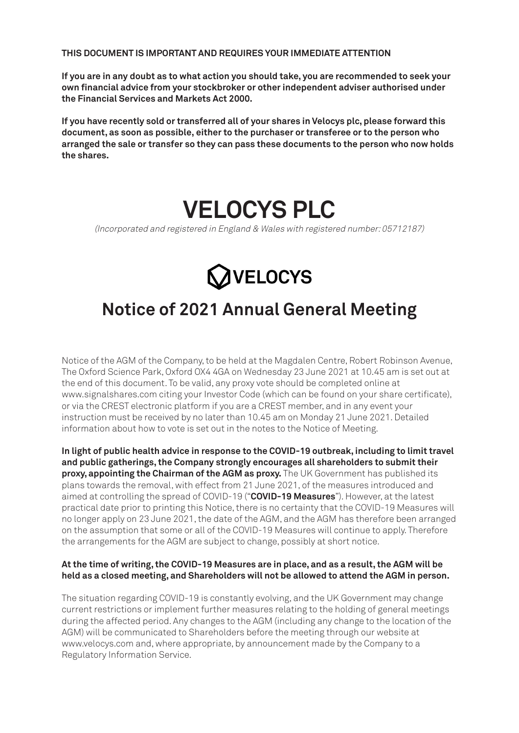**THIS DOCUMENT IS IMPORTANT AND REQUIRES YOUR IMMEDIATE ATTENTION**

**If you are in any doubt as to what action you should take, you are recommended to seek your own financial advice from your stockbroker or other independent adviser authorised under the Financial Services and Markets Act 2000.**

**If you have recently sold or transferred all of your shares in Velocys plc, please forward this document, as soon as possible, either to the purchaser or transferee or to the person who arranged the sale or transfer so they can pass these documents to the person who now holds the shares.**

# VELOCYS PLC

*(Incorporated and registered in England & Wales with registered number: 05712187)*

VELOCYS

## Notice of 2021 Annual General Meeting

Notice of the AGM of the Company, to be held at the Magdalen Centre, Robert Robinson Avenue, The Oxford Science Park, Oxford OX4 4GA on Wednesday 23 June 2021 at 10.45 am is set out at the end of this document. To be valid, any proxy vote should be completed online at www.signalshares.com citing your Investor Code (which can be found on your share certificate), or via the CREST electronic platform if you are a CREST member, and in any event your instruction must be received by no later than 10.45 am on Monday 21 June 2021. Detailed information about how to vote is set out in the notes to the Notice of Meeting.

**In light of public health advice in response to the COVID-19 outbreak, including to limit travel and public gatherings, the Company strongly encourages all shareholders to submit their proxy, appointing the Chairman of the AGM as proxy.** The UK Government has published its plans towards the removal, with effect from 21 June 2021, of the measures introduced and aimed at controlling the spread of COVID-19 ("**COVID-19 Measures**"). However, at the latest practical date prior to printing this Notice, there is no certainty that the COVID-19 Measures will no longer apply on 23 June 2021, the date of the AGM, and the AGM has therefore been arranged on the assumption that some or all of the COVID-19 Measures will continue to apply. Therefore the arrangements for the AGM are subject to change, possibly at short notice.

**At the time of writing, the COVID-19 Measures are in place, and as a result, the AGM will be held as a closed meeting, and Shareholders will not be allowed to attend the AGM in person.**

The situation regarding COVID-19 is constantly evolving, and the UK Government may change current restrictions or implement further measures relating to the holding of general meetings during the affected period. Any changes to the AGM (including any change to the location of the AGM) will be communicated to Shareholders before the meeting through our website at www.velocys.com and, where appropriate, by announcement made by the Company to a Regulatory Information Service.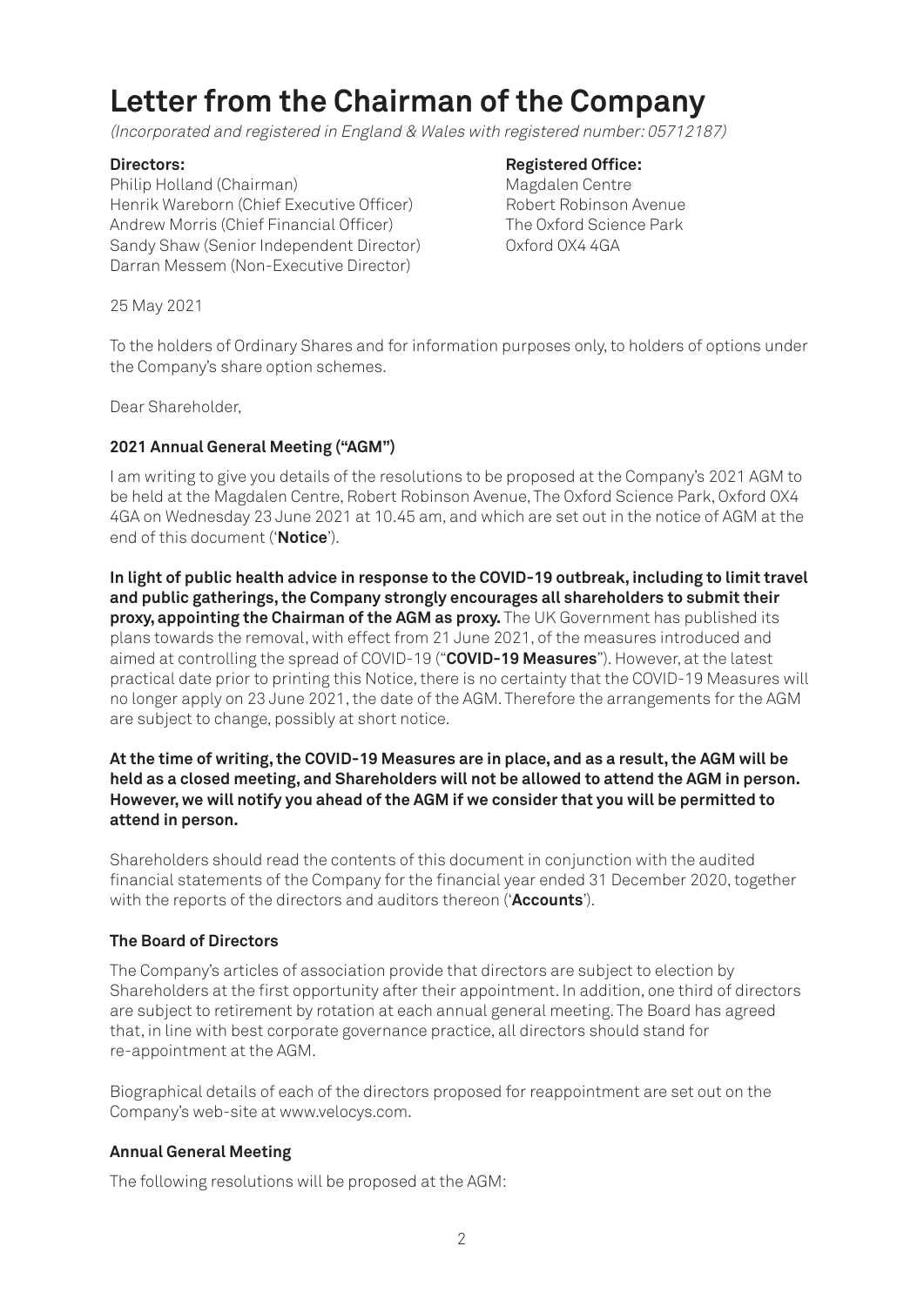# Letter from the Chairman of the Company

*(Incorporated and registered in England & Wales with registered number: 05712187)*

**Directors:**
Philip Holland (Chairman)
Henrik Wareborn (Chief Executive Officer)
Andrew Morris (Chief Financial Officer)
Sandy Shaw (Senior Independent Director)
Darran Messem (Non-Executive Director)

**Registered Office:**
Magdalen Centre
Robert Robinson Avenue
The Oxford Science Park
Oxford OX4 4GA

25 May 2021

To the holders of Ordinary Shares and for information purposes only, to holders of options under the Company's share option schemes.

Dear Shareholder,

### 2021 Annual General Meeting ("AGM")

I am writing to give you details of the resolutions to be proposed at the Company's 2021 AGM to be held at the Magdalen Centre, Robert Robinson Avenue, The Oxford Science Park, Oxford OX4 4GA on Wednesday 23 June 2021 at 10.45 am, and which are set out in the notice of AGM at the end of this document ('**Notice**').

**In light of public health advice in response to the COVID-19 outbreak, including to limit travel and public gatherings, the Company strongly encourages all shareholders to submit their proxy, appointing the Chairman of the AGM as proxy.** The UK Government has published its plans towards the removal, with effect from 21 June 2021, of the measures introduced and aimed at controlling the spread of COVID-19 ("**COVID-19 Measures**"). However, at the latest practical date prior to printing this Notice, there is no certainty that the COVID-19 Measures will no longer apply on 23 June 2021, the date of the AGM. Therefore the arrangements for the AGM are subject to change, possibly at short notice.

**At the time of writing, the COVID-19 Measures are in place, and as a result, the AGM will be held as a closed meeting, and Shareholders will not be allowed to attend the AGM in person. However, we will notify you ahead of the AGM if we consider that you will be permitted to attend in person.**

Shareholders should read the contents of this document in conjunction with the audited financial statements of the Company for the financial year ended 31 December 2020, together with the reports of the directors and auditors thereon ('**Accounts**').

### The Board of Directors

The Company's articles of association provide that directors are subject to election by Shareholders at the first opportunity after their appointment. In addition, one third of directors are subject to retirement by rotation at each annual general meeting. The Board has agreed that, in line with best corporate governance practice, all directors should stand for re-appointment at the AGM.

Biographical details of each of the directors proposed for reappointment are set out on the Company's web-site at www.velocys.com.

### Annual General Meeting

The following resolutions will be proposed at the AGM: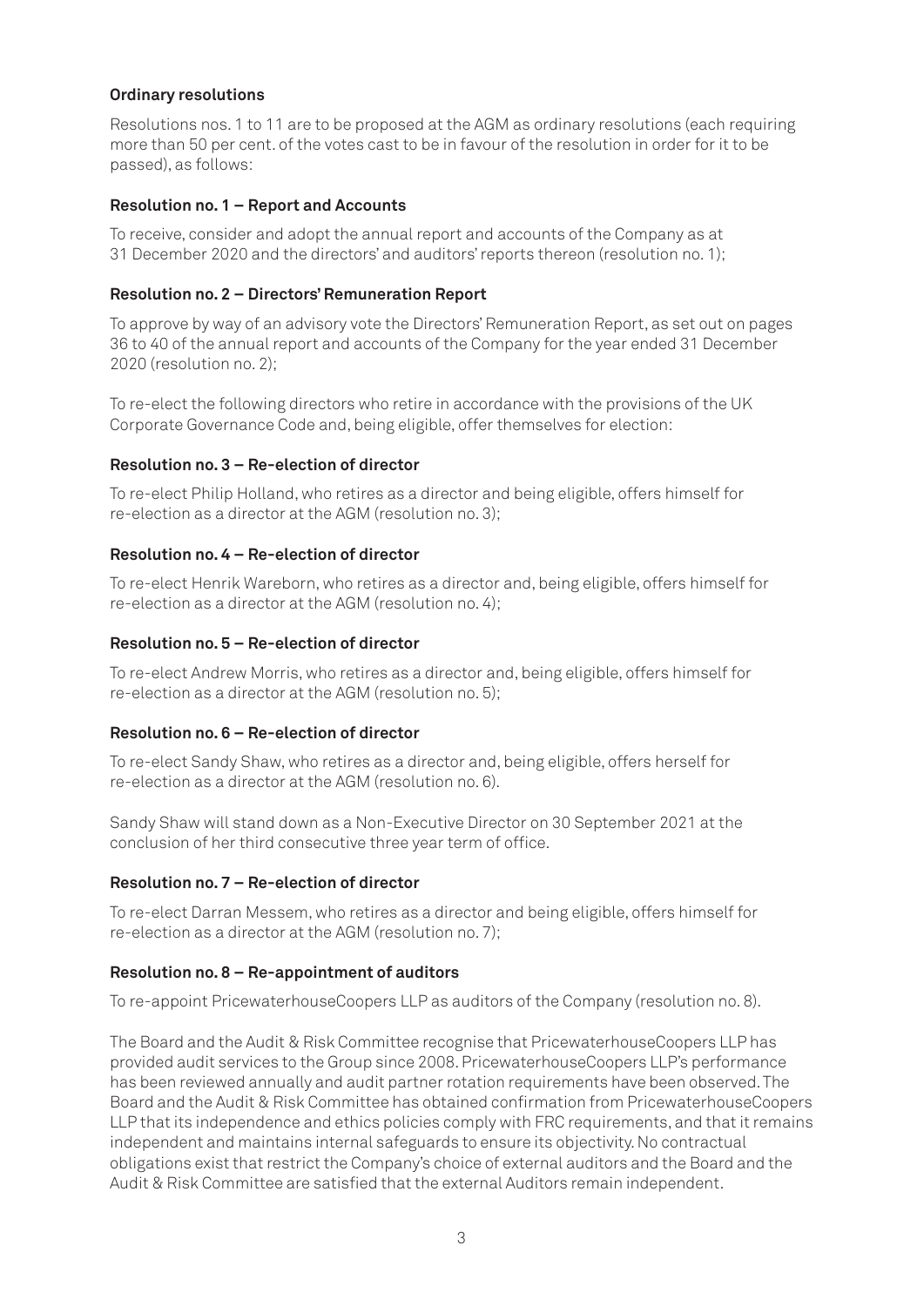**Ordinary resolutions**

Resolutions nos. 1 to 11 are to be proposed at the AGM as ordinary resolutions (each requiring more than 50 per cent. of the votes cast to be in favour of the resolution in order for it to be passed), as follows:

**Resolution no. 1 – Report and Accounts**

To receive, consider and adopt the annual report and accounts of the Company as at 31 December 2020 and the directors' and auditors' reports thereon (resolution no. 1);

**Resolution no. 2 – Directors' Remuneration Report**

To approve by way of an advisory vote the Directors' Remuneration Report, as set out on pages 36 to 40 of the annual report and accounts of the Company for the year ended 31 December 2020 (resolution no. 2);

To re-elect the following directors who retire in accordance with the provisions of the UK Corporate Governance Code and, being eligible, offer themselves for election:

**Resolution no. 3 – Re-election of director**

To re-elect Philip Holland, who retires as a director and being eligible, offers himself for re-election as a director at the AGM (resolution no. 3);

**Resolution no. 4 – Re-election of director**

To re-elect Henrik Wareborn, who retires as a director and, being eligible, offers himself for re-election as a director at the AGM (resolution no. 4);

**Resolution no. 5 – Re-election of director**

To re-elect Andrew Morris, who retires as a director and, being eligible, offers himself for re-election as a director at the AGM (resolution no. 5);

**Resolution no. 6 – Re-election of director**

To re-elect Sandy Shaw, who retires as a director and, being eligible, offers herself for re-election as a director at the AGM (resolution no. 6).

Sandy Shaw will stand down as a Non-Executive Director on 30 September 2021 at the conclusion of her third consecutive three year term of office.

**Resolution no. 7 – Re-election of director**

To re-elect Darran Messem, who retires as a director and being eligible, offers himself for re-election as a director at the AGM (resolution no. 7);

**Resolution no. 8 – Re-appointment of auditors**

To re-appoint PricewaterhouseCoopers LLP as auditors of the Company (resolution no. 8).

The Board and the Audit & Risk Committee recognise that PricewaterhouseCoopers LLP has provided audit services to the Group since 2008. PricewaterhouseCoopers LLP's performance has been reviewed annually and audit partner rotation requirements have been observed. The Board and the Audit & Risk Committee has obtained confirmation from PricewaterhouseCoopers LLP that its independence and ethics policies comply with FRC requirements, and that it remains independent and maintains internal safeguards to ensure its objectivity. No contractual obligations exist that restrict the Company's choice of external auditors and the Board and the Audit & Risk Committee are satisfied that the external Auditors remain independent.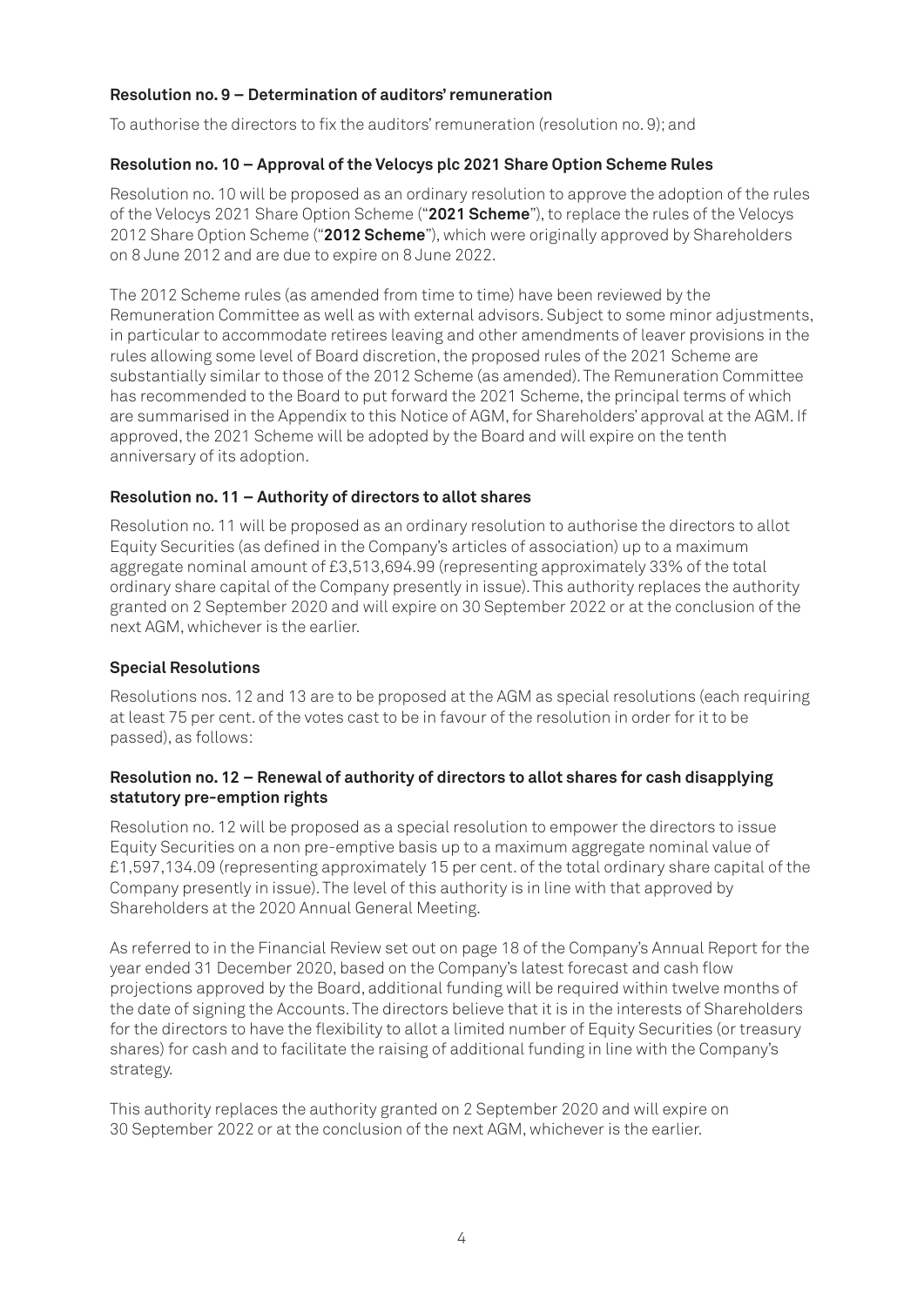### Resolution no. 9 – Determination of auditors' remuneration

To authorise the directors to fix the auditors' remuneration (resolution no. 9); and

### Resolution no. 10 – Approval of the Velocys plc 2021 Share Option Scheme Rules

Resolution no. 10 will be proposed as an ordinary resolution to approve the adoption of the rules of the Velocys 2021 Share Option Scheme ("**2021 Scheme**"), to replace the rules of the Velocys 2012 Share Option Scheme ("**2012 Scheme**"), which were originally approved by Shareholders on 8 June 2012 and are due to expire on 8 June 2022.

The 2012 Scheme rules (as amended from time to time) have been reviewed by the Remuneration Committee as well as with external advisors. Subject to some minor adjustments, in particular to accommodate retirees leaving and other amendments of leaver provisions in the rules allowing some level of Board discretion, the proposed rules of the 2021 Scheme are substantially similar to those of the 2012 Scheme (as amended). The Remuneration Committee has recommended to the Board to put forward the 2021 Scheme, the principal terms of which are summarised in the Appendix to this Notice of AGM, for Shareholders' approval at the AGM. If approved, the 2021 Scheme will be adopted by the Board and will expire on the tenth anniversary of its adoption.

### Resolution no. 11 – Authority of directors to allot shares

Resolution no. 11 will be proposed as an ordinary resolution to authorise the directors to allot Equity Securities (as defined in the Company's articles of association) up to a maximum aggregate nominal amount of £3,513,694.99 (representing approximately 33% of the total ordinary share capital of the Company presently in issue). This authority replaces the authority granted on 2 September 2020 and will expire on 30 September 2022 or at the conclusion of the next AGM, whichever is the earlier.

### Special Resolutions

Resolutions nos. 12 and 13 are to be proposed at the AGM as special resolutions (each requiring at least 75 per cent. of the votes cast to be in favour of the resolution in order for it to be passed), as follows:

### Resolution no. 12 – Renewal of authority of directors to allot shares for cash disapplying statutory pre-emption rights

Resolution no. 12 will be proposed as a special resolution to empower the directors to issue Equity Securities on a non pre-emptive basis up to a maximum aggregate nominal value of £1,597,134.09 (representing approximately 15 per cent. of the total ordinary share capital of the Company presently in issue). The level of this authority is in line with that approved by Shareholders at the 2020 Annual General Meeting.

As referred to in the Financial Review set out on page 18 of the Company's Annual Report for the year ended 31 December 2020, based on the Company's latest forecast and cash flow projections approved by the Board, additional funding will be required within twelve months of the date of signing the Accounts. The directors believe that it is in the interests of Shareholders for the directors to have the flexibility to allot a limited number of Equity Securities (or treasury shares) for cash and to facilitate the raising of additional funding in line with the Company's strategy.

This authority replaces the authority granted on 2 September 2020 and will expire on 30 September 2022 or at the conclusion of the next AGM, whichever is the earlier.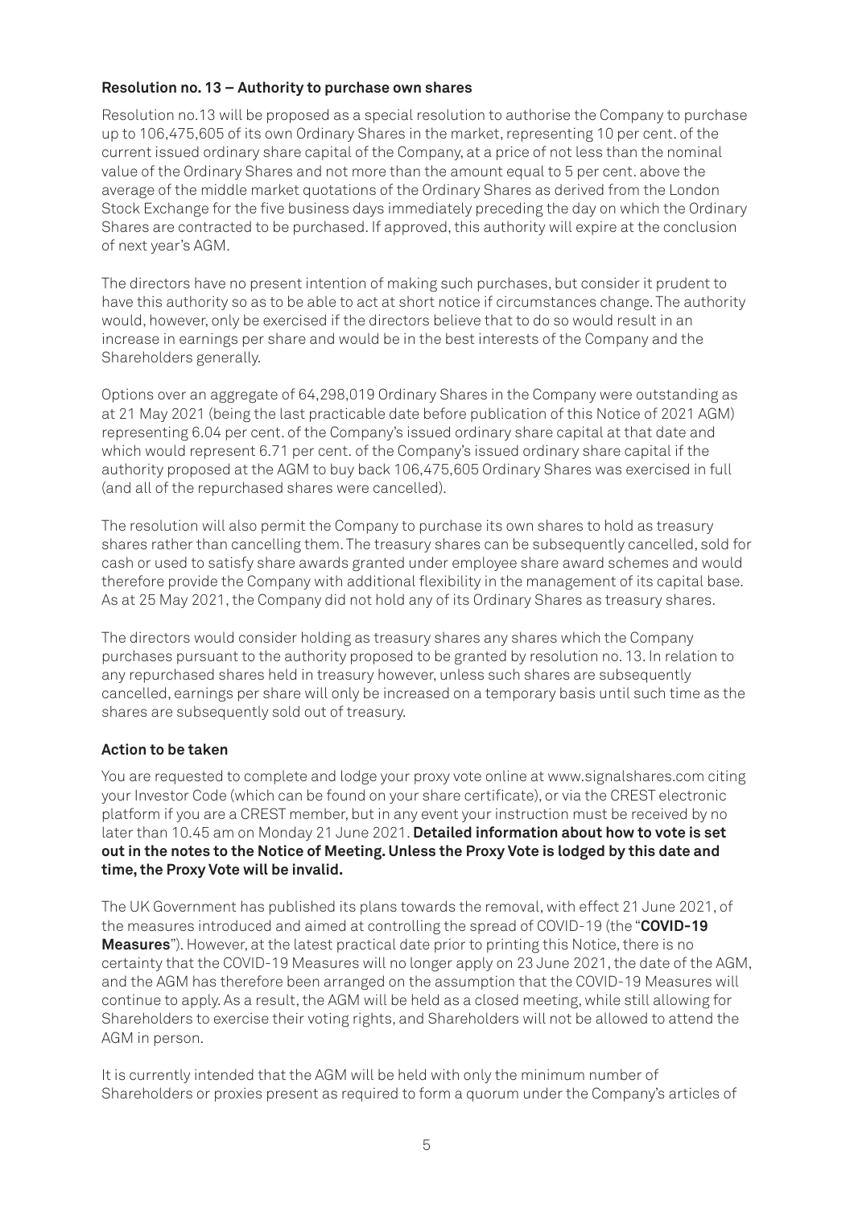**Resolution no. 13 – Authority to purchase own shares**

Resolution no.13 will be proposed as a special resolution to authorise the Company to purchase up to 106,475,605 of its own Ordinary Shares in the market, representing 10 per cent. of the current issued ordinary share capital of the Company, at a price of not less than the nominal value of the Ordinary Shares and not more than the amount equal to 5 per cent. above the average of the middle market quotations of the Ordinary Shares as derived from the London Stock Exchange for the five business days immediately preceding the day on which the Ordinary Shares are contracted to be purchased. If approved, this authority will expire at the conclusion of next year's AGM.

The directors have no present intention of making such purchases, but consider it prudent to have this authority so as to be able to act at short notice if circumstances change. The authority would, however, only be exercised if the directors believe that to do so would result in an increase in earnings per share and would be in the best interests of the Company and the Shareholders generally.

Options over an aggregate of 64,298,019 Ordinary Shares in the Company were outstanding as at 21 May 2021 (being the last practicable date before publication of this Notice of 2021 AGM) representing 6.04 per cent. of the Company's issued ordinary share capital at that date and which would represent 6.71 per cent. of the Company's issued ordinary share capital if the authority proposed at the AGM to buy back 106,475,605 Ordinary Shares was exercised in full (and all of the repurchased shares were cancelled).

The resolution will also permit the Company to purchase its own shares to hold as treasury shares rather than cancelling them. The treasury shares can be subsequently cancelled, sold for cash or used to satisfy share awards granted under employee share award schemes and would therefore provide the Company with additional flexibility in the management of its capital base. As at 25 May 2021, the Company did not hold any of its Ordinary Shares as treasury shares.

The directors would consider holding as treasury shares any shares which the Company purchases pursuant to the authority proposed to be granted by resolution no. 13. In relation to any repurchased shares held in treasury however, unless such shares are subsequently cancelled, earnings per share will only be increased on a temporary basis until such time as the shares are subsequently sold out of treasury.

**Action to be taken**

You are requested to complete and lodge your proxy vote online at www.signalshares.com citing your Investor Code (which can be found on your share certificate), or via the CREST electronic platform if you are a CREST member, but in any event your instruction must be received by no later than 10.45 am on Monday 21 June 2021. **Detailed information about how to vote is set out in the notes to the Notice of Meeting. Unless the Proxy Vote is lodged by this date and time, the Proxy Vote will be invalid.**

The UK Government has published its plans towards the removal, with effect 21 June 2021, of the measures introduced and aimed at controlling the spread of COVID-19 (the "**COVID-19 Measures**"). However, at the latest practical date prior to printing this Notice, there is no certainty that the COVID-19 Measures will no longer apply on 23 June 2021, the date of the AGM, and the AGM has therefore been arranged on the assumption that the COVID-19 Measures will continue to apply. As a result, the AGM will be held as a closed meeting, while still allowing for Shareholders to exercise their voting rights, and Shareholders will not be allowed to attend the AGM in person.

It is currently intended that the AGM will be held with only the minimum number of Shareholders or proxies present as required to form a quorum under the Company's articles of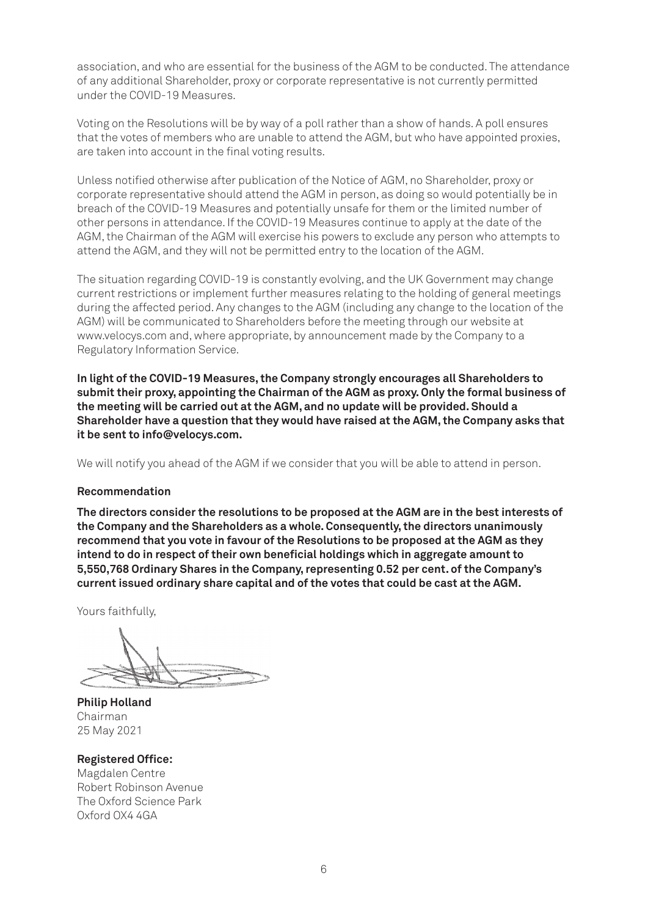association, and who are essential for the business of the AGM to be conducted. The attendance of any additional Shareholder, proxy or corporate representative is not currently permitted under the COVID-19 Measures.

Voting on the Resolutions will be by way of a poll rather than a show of hands. A poll ensures that the votes of members who are unable to attend the AGM, but who have appointed proxies, are taken into account in the final voting results.

Unless notified otherwise after publication of the Notice of AGM, no Shareholder, proxy or corporate representative should attend the AGM in person, as doing so would potentially be in breach of the COVID-19 Measures and potentially unsafe for them or the limited number of other persons in attendance. If the COVID-19 Measures continue to apply at the date of the AGM, the Chairman of the AGM will exercise his powers to exclude any person who attempts to attend the AGM, and they will not be permitted entry to the location of the AGM.

The situation regarding COVID-19 is constantly evolving, and the UK Government may change current restrictions or implement further measures relating to the holding of general meetings during the affected period. Any changes to the AGM (including any change to the location of the AGM) will be communicated to Shareholders before the meeting through our website at www.velocys.com and, where appropriate, by announcement made by the Company to a Regulatory Information Service.

**In light of the COVID-19 Measures, the Company strongly encourages all Shareholders to submit their proxy, appointing the Chairman of the AGM as proxy. Only the formal business of the meeting will be carried out at the AGM, and no update will be provided. Should a Shareholder have a question that they would have raised at the AGM, the Company asks that it be sent to info@velocys.com.**

We will notify you ahead of the AGM if we consider that you will be able to attend in person.

**Recommendation**

**The directors consider the resolutions to be proposed at the AGM are in the best interests of the Company and the Shareholders as a whole. Consequently, the directors unanimously recommend that you vote in favour of the Resolutions to be proposed at the AGM as they intend to do in respect of their own beneficial holdings which in aggregate amount to 5,550,768 Ordinary Shares in the Company, representing 0.52 per cent. of the Company's current issued ordinary share capital and of the votes that could be cast at the AGM.**

Yours faithfully,

**Philip Holland**
Chairman
25 May 2021

**Registered Office:**
Magdalen Centre
Robert Robinson Avenue
The Oxford Science Park
Oxford OX4 4GA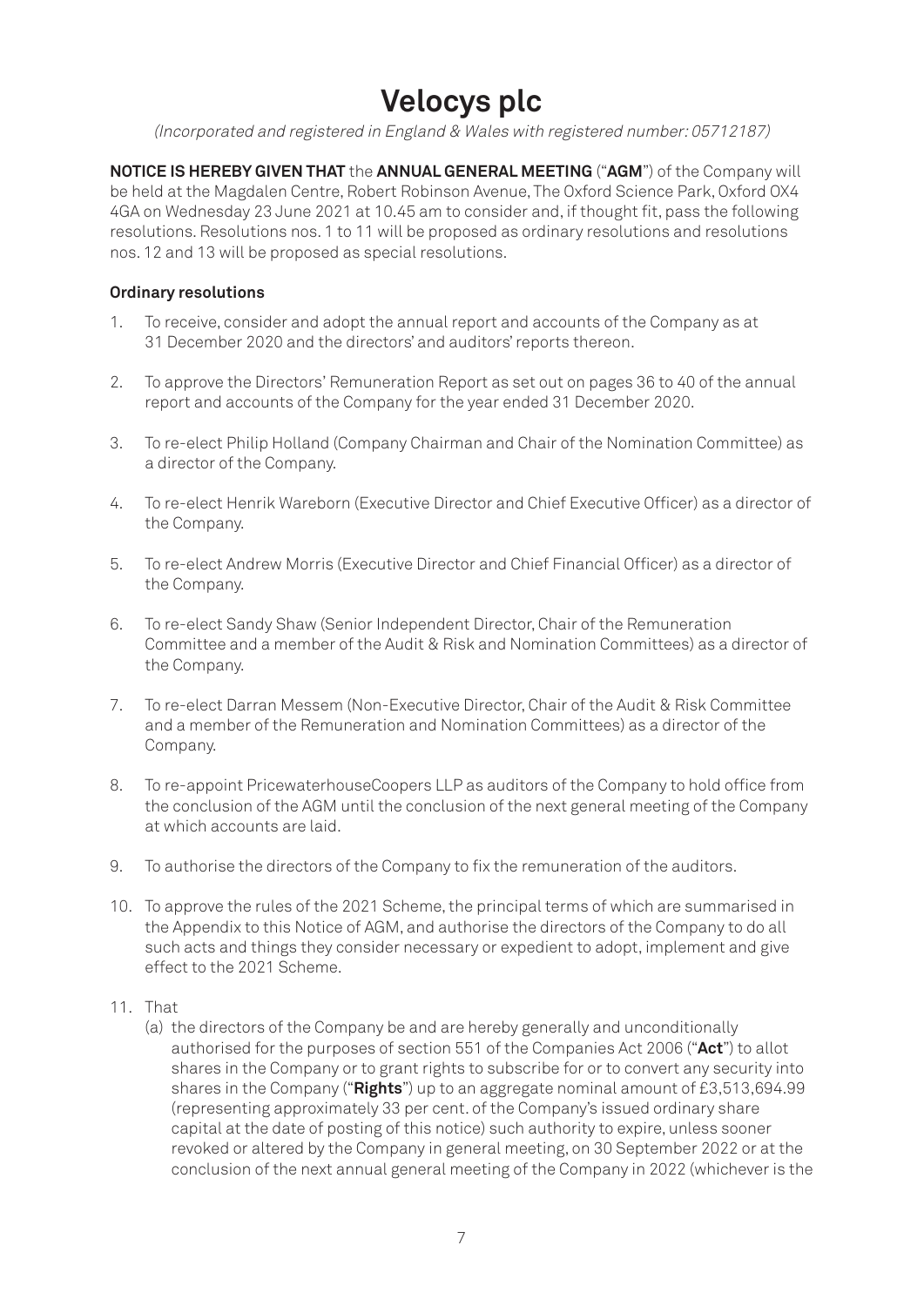# Velocys plc

*(Incorporated and registered in England & Wales with registered number: 05712187)*

**NOTICE IS HEREBY GIVEN THAT** the **ANNUAL GENERAL MEETING** ("**AGM**") of the Company will be held at the Magdalen Centre, Robert Robinson Avenue, The Oxford Science Park, Oxford OX4 4GA on Wednesday 23 June 2021 at 10.45 am to consider and, if thought fit, pass the following resolutions. Resolutions nos. 1 to 11 will be proposed as ordinary resolutions and resolutions nos. 12 and 13 will be proposed as special resolutions.

**Ordinary resolutions**

1. To receive, consider and adopt the annual report and accounts of the Company as at 31 December 2020 and the directors' and auditors' reports thereon.

2. To approve the Directors' Remuneration Report as set out on pages 36 to 40 of the annual report and accounts of the Company for the year ended 31 December 2020.

3. To re-elect Philip Holland (Company Chairman and Chair of the Nomination Committee) as a director of the Company.

4. To re-elect Henrik Wareborn (Executive Director and Chief Executive Officer) as a director of the Company.

5. To re-elect Andrew Morris (Executive Director and Chief Financial Officer) as a director of the Company.

6. To re-elect Sandy Shaw (Senior Independent Director, Chair of the Remuneration Committee and a member of the Audit & Risk and Nomination Committees) as a director of the Company.

7. To re-elect Darran Messem (Non-Executive Director, Chair of the Audit & Risk Committee and a member of the Remuneration and Nomination Committees) as a director of the Company.

8. To re-appoint PricewaterhouseCoopers LLP as auditors of the Company to hold office from the conclusion of the AGM until the conclusion of the next general meeting of the Company at which accounts are laid.

9. To authorise the directors of the Company to fix the remuneration of the auditors.

10. To approve the rules of the 2021 Scheme, the principal terms of which are summarised in the Appendix to this Notice of AGM, and authorise the directors of the Company to do all such acts and things they consider necessary or expedient to adopt, implement and give effect to the 2021 Scheme.

11. That
    (a) the directors of the Company be and are hereby generally and unconditionally authorised for the purposes of section 551 of the Companies Act 2006 ("**Act**") to allot shares in the Company or to grant rights to subscribe for or to convert any security into shares in the Company ("**Rights**") up to an aggregate nominal amount of £3,513,694.99 (representing approximately 33 per cent. of the Company's issued ordinary share capital at the date of posting of this notice) such authority to expire, unless sooner revoked or altered by the Company in general meeting, on 30 September 2022 or at the conclusion of the next annual general meeting of the Company in 2022 (whichever is the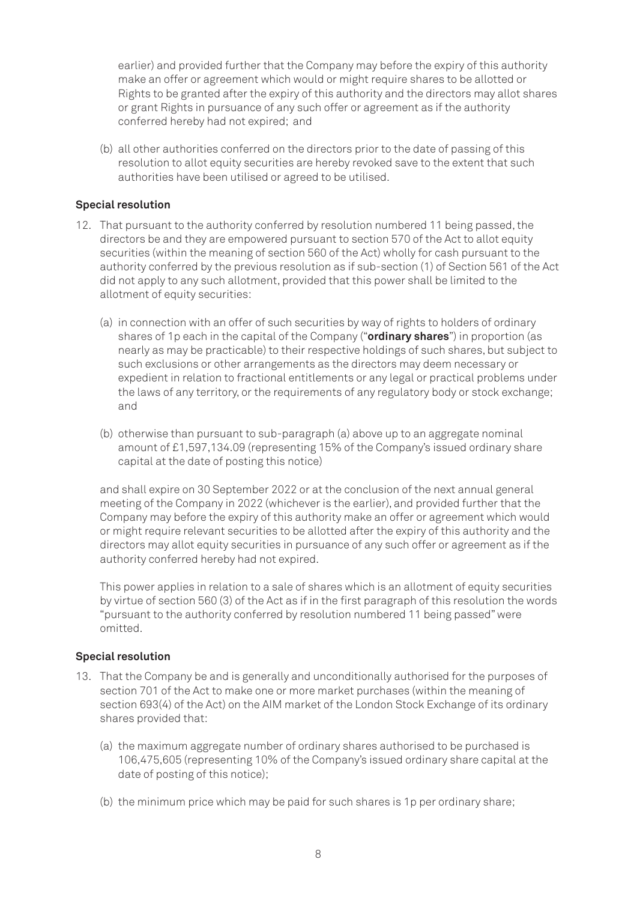earlier) and provided further that the Company may before the expiry of this authority make an offer or agreement which would or might require shares to be allotted or Rights to be granted after the expiry of this authority and the directors may allot shares or grant Rights in pursuance of any such offer or agreement as if the authority conferred hereby had not expired; and

(b) all other authorities conferred on the directors prior to the date of passing of this resolution to allot equity securities are hereby revoked save to the extent that such authorities have been utilised or agreed to be utilised.

**Special resolution**

12. That pursuant to the authority conferred by resolution numbered 11 being passed, the directors be and they are empowered pursuant to section 570 of the Act to allot equity securities (within the meaning of section 560 of the Act) wholly for cash pursuant to the authority conferred by the previous resolution as if sub-section (1) of Section 561 of the Act did not apply to any such allotment, provided that this power shall be limited to the allotment of equity securities:

    (a) in connection with an offer of such securities by way of rights to holders of ordinary shares of 1p each in the capital of the Company ("**ordinary shares**") in proportion (as nearly as may be practicable) to their respective holdings of such shares, but subject to such exclusions or other arrangements as the directors may deem necessary or expedient in relation to fractional entitlements or any legal or practical problems under the laws of any territory, or the requirements of any regulatory body or stock exchange; and

    (b) otherwise than pursuant to sub-paragraph (a) above up to an aggregate nominal amount of £1,597,134.09 (representing 15% of the Company's issued ordinary share capital at the date of posting this notice)

    and shall expire on 30 September 2022 or at the conclusion of the next annual general meeting of the Company in 2022 (whichever is the earlier), and provided further that the Company may before the expiry of this authority make an offer or agreement which would or might require relevant securities to be allotted after the expiry of this authority and the directors may allot equity securities in pursuance of any such offer or agreement as if the authority conferred hereby had not expired.

    This power applies in relation to a sale of shares which is an allotment of equity securities by virtue of section 560 (3) of the Act as if in the first paragraph of this resolution the words "pursuant to the authority conferred by resolution numbered 11 being passed" were omitted.

**Special resolution**

13. That the Company be and is generally and unconditionally authorised for the purposes of section 701 of the Act to make one or more market purchases (within the meaning of section 693(4) of the Act) on the AIM market of the London Stock Exchange of its ordinary shares provided that:

    (a) the maximum aggregate number of ordinary shares authorised to be purchased is 106,475,605 (representing 10% of the Company's issued ordinary share capital at the date of posting of this notice);

    (b) the minimum price which may be paid for such shares is 1p per ordinary share;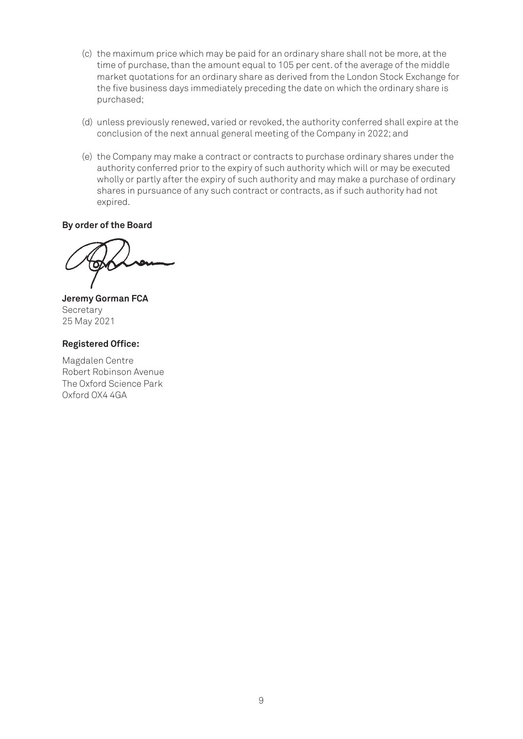(c) the maximum price which may be paid for an ordinary share shall not be more, at the time of purchase, than the amount equal to 105 per cent. of the average of the middle market quotations for an ordinary share as derived from the London Stock Exchange for the five business days immediately preceding the date on which the ordinary share is purchased;

(d) unless previously renewed, varied or revoked, the authority conferred shall expire at the conclusion of the next annual general meeting of the Company in 2022; and

(e) the Company may make a contract or contracts to purchase ordinary shares under the authority conferred prior to the expiry of such authority which will or may be executed wholly or partly after the expiry of such authority and may make a purchase of ordinary shares in pursuance of any such contract or contracts, as if such authority had not expired.

**By order of the Board**

**Jeremy Gorman FCA**
Secretary
25 May 2021

**Registered Office:**

Magdalen Centre
Robert Robinson Avenue
The Oxford Science Park
Oxford OX4 4GA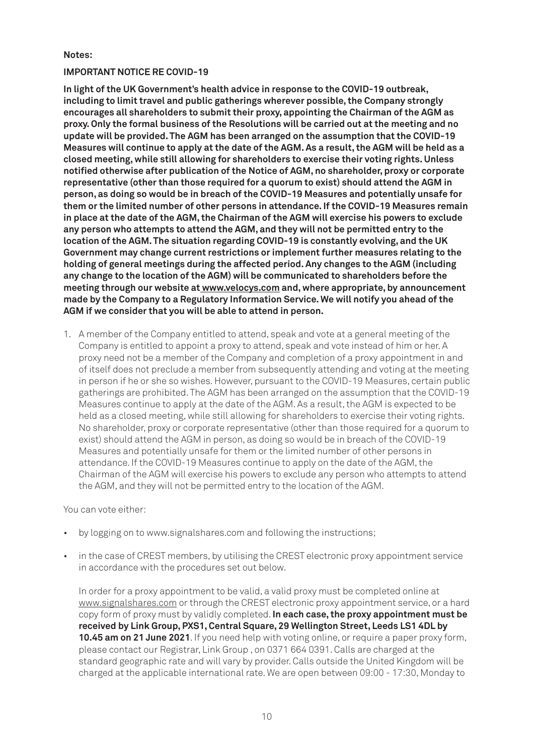**Notes:**

**IMPORTANT NOTICE RE COVID-19**

**In light of the UK Government's health advice in response to the COVID-19 outbreak, including to limit travel and public gatherings wherever possible, the Company strongly encourages all shareholders to submit their proxy, appointing the Chairman of the AGM as proxy. Only the formal business of the Resolutions will be carried out at the meeting and no update will be provided. The AGM has been arranged on the assumption that the COVID-19 Measures will continue to apply at the date of the AGM. As a result, the AGM will be held as a closed meeting, while still allowing for shareholders to exercise their voting rights. Unless notified otherwise after publication of the Notice of AGM, no shareholder, proxy or corporate representative (other than those required for a quorum to exist) should attend the AGM in person, as doing so would be in breach of the COVID-19 Measures and potentially unsafe for them or the limited number of other persons in attendance. If the COVID-19 Measures remain in place at the date of the AGM, the Chairman of the AGM will exercise his powers to exclude any person who attempts to attend the AGM, and they will not be permitted entry to the location of the AGM. The situation regarding COVID-19 is constantly evolving, and the UK Government may change current restrictions or implement further measures relating to the holding of general meetings during the affected period. Any changes to the AGM (including any change to the location of the AGM) will be communicated to shareholders before the meeting through our website at www.velocys.com and, where appropriate, by announcement made by the Company to a Regulatory Information Service. We will notify you ahead of the AGM if we consider that you will be able to attend in person.**

1. A member of the Company entitled to attend, speak and vote at a general meeting of the Company is entitled to appoint a proxy to attend, speak and vote instead of him or her. A proxy need not be a member of the Company and completion of a proxy appointment in and of itself does not preclude a member from subsequently attending and voting at the meeting in person if he or she so wishes. However, pursuant to the COVID-19 Measures, certain public gatherings are prohibited. The AGM has been arranged on the assumption that the COVID-19 Measures continue to apply at the date of the AGM. As a result, the AGM is expected to be held as a closed meeting, while still allowing for shareholders to exercise their voting rights. No shareholder, proxy or corporate representative (other than those required for a quorum to exist) should attend the AGM in person, as doing so would be in breach of the COVID-19 Measures and potentially unsafe for them or the limited number of other persons in attendance. If the COVID-19 Measures continue to apply on the date of the AGM, the Chairman of the AGM will exercise his powers to exclude any person who attempts to attend the AGM, and they will not be permitted entry to the location of the AGM.

You can vote either:

- by logging on to www.signalshares.com and following the instructions;
- in the case of CREST members, by utilising the CREST electronic proxy appointment service in accordance with the procedures set out below.

In order for a proxy appointment to be valid, a valid proxy must be completed online at www.signalshares.com or through the CREST electronic proxy appointment service, or a hard copy form of proxy must by validly completed. **In each case, the proxy appointment must be received by Link Group, PXS1, Central Square, 29 Wellington Street, Leeds LS1 4DL by 10.45 am on 21 June 2021**. If you need help with voting online, or require a paper proxy form, please contact our Registrar, Link Group , on 0371 664 0391. Calls are charged at the standard geographic rate and will vary by provider. Calls outside the United Kingdom will be charged at the applicable international rate. We are open between 09:00 - 17:30, Monday to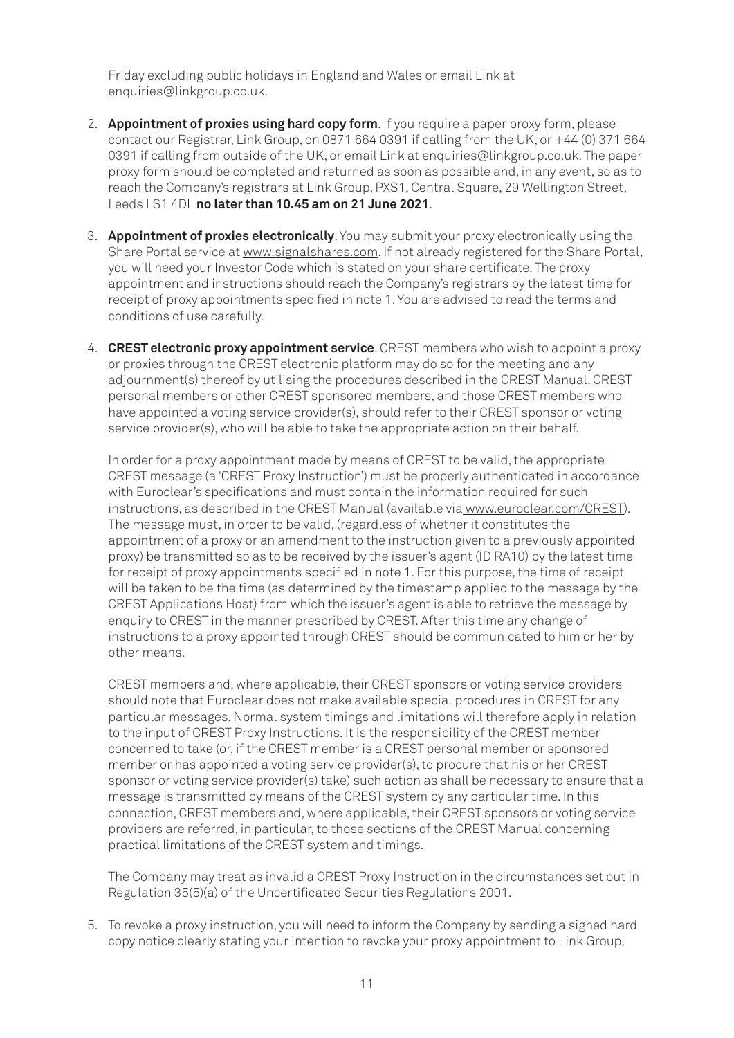Friday excluding public holidays in England and Wales or email Link at enquiries@linkgroup.co.uk.

2. **Appointment of proxies using hard copy form**. If you require a paper proxy form, please contact our Registrar, Link Group, on 0871 664 0391 if calling from the UK, or +44 (0) 371 664 0391 if calling from outside of the UK, or email Link at enquiries@linkgroup.co.uk. The paper proxy form should be completed and returned as soon as possible and, in any event, so as to reach the Company's registrars at Link Group, PXS1, Central Square, 29 Wellington Street, Leeds LS1 4DL **no later than 10.45 am on 21 June 2021**.

3. **Appointment of proxies electronically**. You may submit your proxy electronically using the Share Portal service at www.signalshares.com. If not already registered for the Share Portal, you will need your Investor Code which is stated on your share certificate. The proxy appointment and instructions should reach the Company's registrars by the latest time for receipt of proxy appointments specified in note 1. You are advised to read the terms and conditions of use carefully.

4. **CREST electronic proxy appointment service**. CREST members who wish to appoint a proxy or proxies through the CREST electronic platform may do so for the meeting and any adjournment(s) thereof by utilising the procedures described in the CREST Manual. CREST personal members or other CREST sponsored members, and those CREST members who have appointed a voting service provider(s), should refer to their CREST sponsor or voting service provider(s), who will be able to take the appropriate action on their behalf.

   In order for a proxy appointment made by means of CREST to be valid, the appropriate CREST message (a 'CREST Proxy Instruction') must be properly authenticated in accordance with Euroclear's specifications and must contain the information required for such instructions, as described in the CREST Manual (available via www.euroclear.com/CREST). The message must, in order to be valid, (regardless of whether it constitutes the appointment of a proxy or an amendment to the instruction given to a previously appointed proxy) be transmitted so as to be received by the issuer's agent (ID RA10) by the latest time for receipt of proxy appointments specified in note 1. For this purpose, the time of receipt will be taken to be the time (as determined by the timestamp applied to the message by the CREST Applications Host) from which the issuer's agent is able to retrieve the message by enquiry to CREST in the manner prescribed by CREST. After this time any change of instructions to a proxy appointed through CREST should be communicated to him or her by other means.

   CREST members and, where applicable, their CREST sponsors or voting service providers should note that Euroclear does not make available special procedures in CREST for any particular messages. Normal system timings and limitations will therefore apply in relation to the input of CREST Proxy Instructions. It is the responsibility of the CREST member concerned to take (or, if the CREST member is a CREST personal member or sponsored member or has appointed a voting service provider(s), to procure that his or her CREST sponsor or voting service provider(s) take) such action as shall be necessary to ensure that a message is transmitted by means of the CREST system by any particular time. In this connection, CREST members and, where applicable, their CREST sponsors or voting service providers are referred, in particular, to those sections of the CREST Manual concerning practical limitations of the CREST system and timings.

   The Company may treat as invalid a CREST Proxy Instruction in the circumstances set out in Regulation 35(5)(a) of the Uncertificated Securities Regulations 2001.

5. To revoke a proxy instruction, you will need to inform the Company by sending a signed hard copy notice clearly stating your intention to revoke your proxy appointment to Link Group,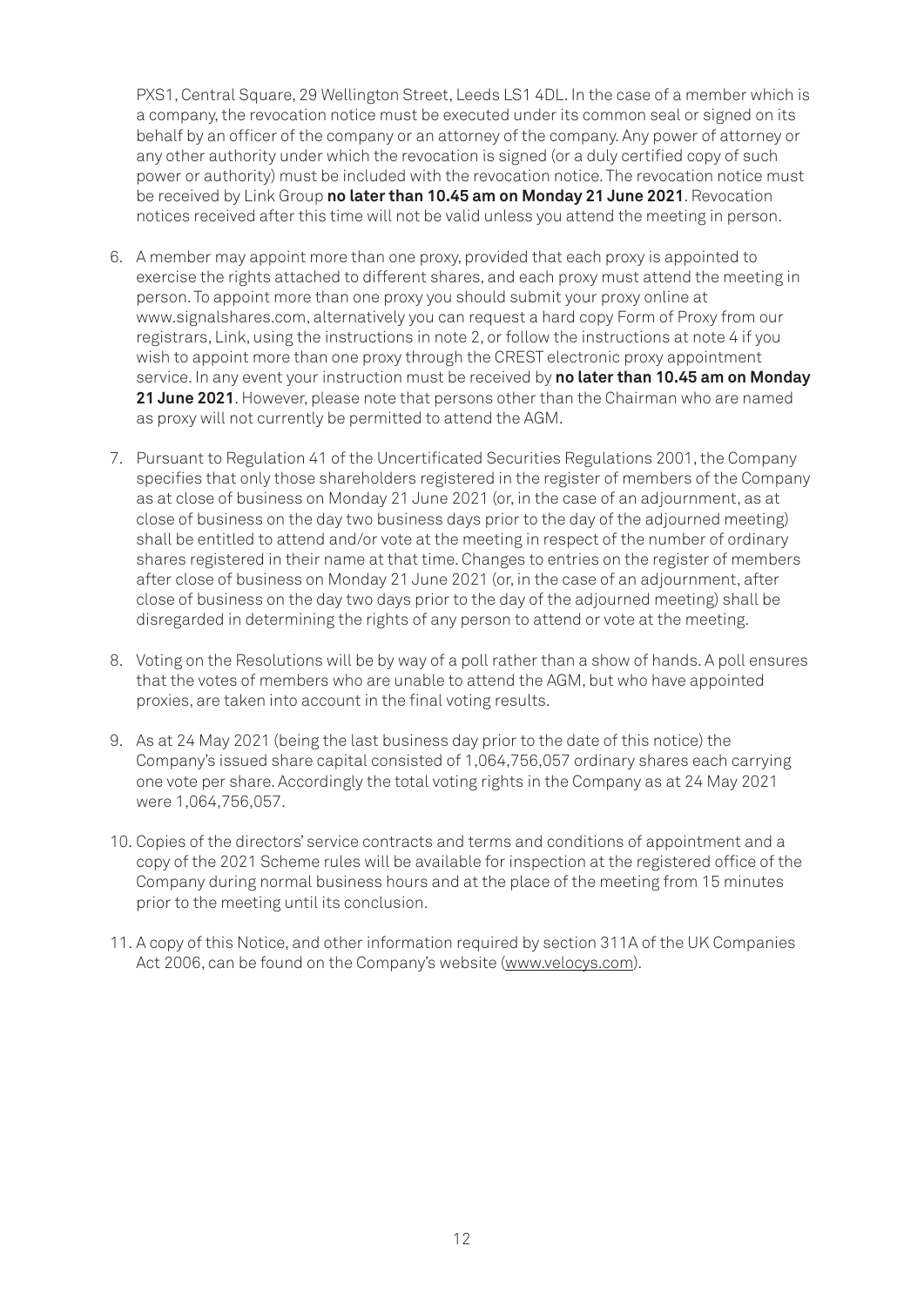PXS1, Central Square, 29 Wellington Street, Leeds LS1 4DL. In the case of a member which is a company, the revocation notice must be executed under its common seal or signed on its behalf by an officer of the company or an attorney of the company. Any power of attorney or any other authority under which the revocation is signed (or a duly certified copy of such power or authority) must be included with the revocation notice. The revocation notice must be received by Link Group **no later than 10.45 am on Monday 21 June 2021**. Revocation notices received after this time will not be valid unless you attend the meeting in person.

6. A member may appoint more than one proxy, provided that each proxy is appointed to exercise the rights attached to different shares, and each proxy must attend the meeting in person. To appoint more than one proxy you should submit your proxy online at www.signalshares.com, alternatively you can request a hard copy Form of Proxy from our registrars, Link, using the instructions in note 2, or follow the instructions at note 4 if you wish to appoint more than one proxy through the CREST electronic proxy appointment service. In any event your instruction must be received by **no later than 10.45 am on Monday 21 June 2021**. However, please note that persons other than the Chairman who are named as proxy will not currently be permitted to attend the AGM.

7. Pursuant to Regulation 41 of the Uncertificated Securities Regulations 2001, the Company specifies that only those shareholders registered in the register of members of the Company as at close of business on Monday 21 June 2021 (or, in the case of an adjournment, as at close of business on the day two business days prior to the day of the adjourned meeting) shall be entitled to attend and/or vote at the meeting in respect of the number of ordinary shares registered in their name at that time. Changes to entries on the register of members after close of business on Monday 21 June 2021 (or, in the case of an adjournment, after close of business on the day two days prior to the day of the adjourned meeting) shall be disregarded in determining the rights of any person to attend or vote at the meeting.

8. Voting on the Resolutions will be by way of a poll rather than a show of hands. A poll ensures that the votes of members who are unable to attend the AGM, but who have appointed proxies, are taken into account in the final voting results.

9. As at 24 May 2021 (being the last business day prior to the date of this notice) the Company's issued share capital consisted of 1,064,756,057 ordinary shares each carrying one vote per share. Accordingly the total voting rights in the Company as at 24 May 2021 were 1,064,756,057.

10. Copies of the directors' service contracts and terms and conditions of appointment and a copy of the 2021 Scheme rules will be available for inspection at the registered office of the Company during normal business hours and at the place of the meeting from 15 minutes prior to the meeting until its conclusion.

11. A copy of this Notice, and other information required by section 311A of the UK Companies Act 2006, can be found on the Company's website (www.velocys.com).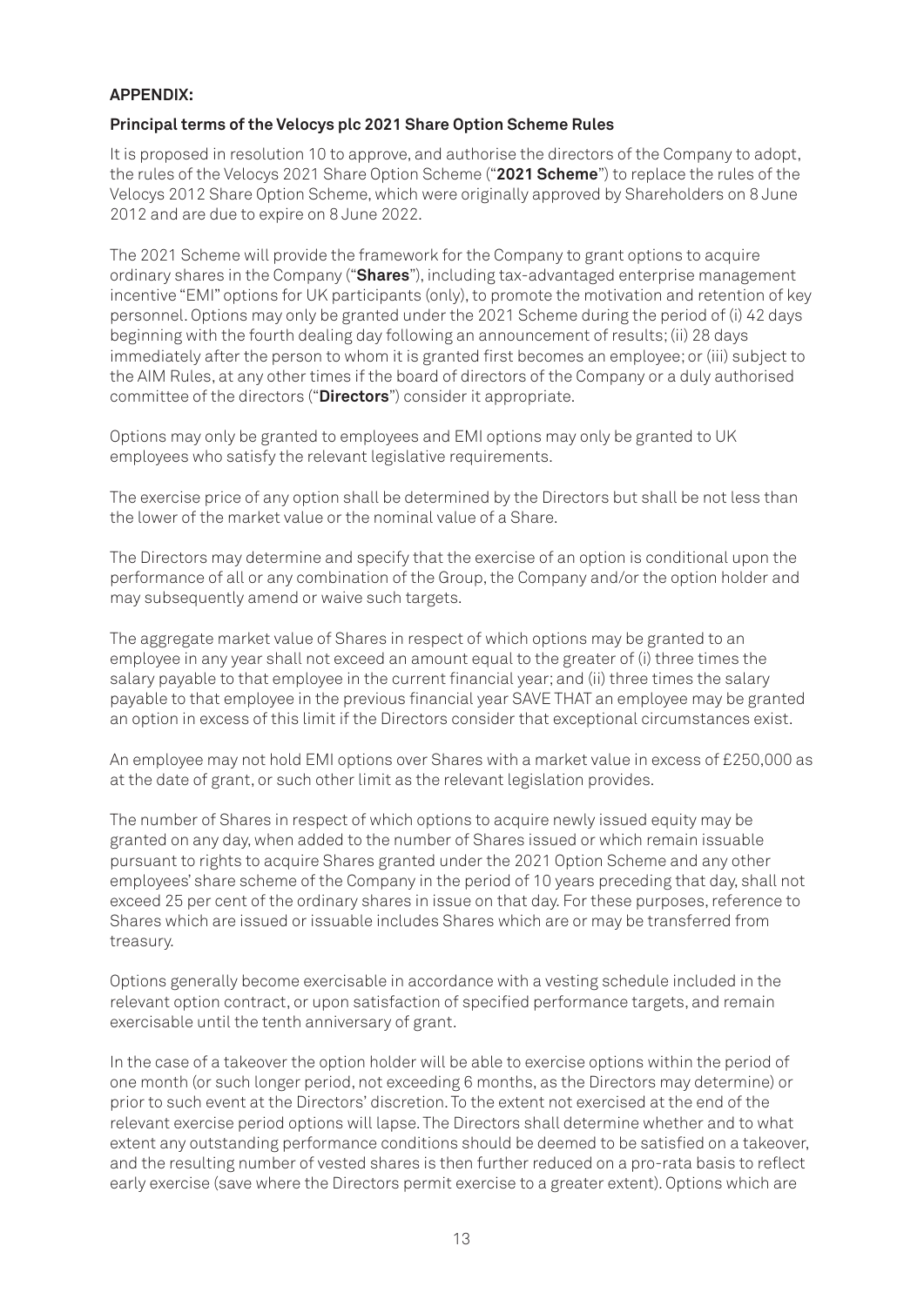**APPENDIX:**

**Principal terms of the Velocys plc 2021 Share Option Scheme Rules**

It is proposed in resolution 10 to approve, and authorise the directors of the Company to adopt, the rules of the Velocys 2021 Share Option Scheme ("**2021 Scheme**") to replace the rules of the Velocys 2012 Share Option Scheme, which were originally approved by Shareholders on 8 June 2012 and are due to expire on 8 June 2022.

The 2021 Scheme will provide the framework for the Company to grant options to acquire ordinary shares in the Company ("**Shares**"), including tax-advantaged enterprise management incentive "EMI" options for UK participants (only), to promote the motivation and retention of key personnel. Options may only be granted under the 2021 Scheme during the period of (i) 42 days beginning with the fourth dealing day following an announcement of results; (ii) 28 days immediately after the person to whom it is granted first becomes an employee; or (iii) subject to the AIM Rules, at any other times if the board of directors of the Company or a duly authorised committee of the directors ("**Directors**") consider it appropriate.

Options may only be granted to employees and EMI options may only be granted to UK employees who satisfy the relevant legislative requirements.

The exercise price of any option shall be determined by the Directors but shall be not less than the lower of the market value or the nominal value of a Share.

The Directors may determine and specify that the exercise of an option is conditional upon the performance of all or any combination of the Group, the Company and/or the option holder and may subsequently amend or waive such targets.

The aggregate market value of Shares in respect of which options may be granted to an employee in any year shall not exceed an amount equal to the greater of (i) three times the salary payable to that employee in the current financial year; and (ii) three times the salary payable to that employee in the previous financial year SAVE THAT an employee may be granted an option in excess of this limit if the Directors consider that exceptional circumstances exist.

An employee may not hold EMI options over Shares with a market value in excess of £250,000 as at the date of grant, or such other limit as the relevant legislation provides.

The number of Shares in respect of which options to acquire newly issued equity may be granted on any day, when added to the number of Shares issued or which remain issuable pursuant to rights to acquire Shares granted under the 2021 Option Scheme and any other employees' share scheme of the Company in the period of 10 years preceding that day, shall not exceed 25 per cent of the ordinary shares in issue on that day. For these purposes, reference to Shares which are issued or issuable includes Shares which are or may be transferred from treasury.

Options generally become exercisable in accordance with a vesting schedule included in the relevant option contract, or upon satisfaction of specified performance targets, and remain exercisable until the tenth anniversary of grant.

In the case of a takeover the option holder will be able to exercise options within the period of one month (or such longer period, not exceeding 6 months, as the Directors may determine) or prior to such event at the Directors' discretion. To the extent not exercised at the end of the relevant exercise period options will lapse. The Directors shall determine whether and to what extent any outstanding performance conditions should be deemed to be satisfied on a takeover, and the resulting number of vested shares is then further reduced on a pro-rata basis to reflect early exercise (save where the Directors permit exercise to a greater extent). Options which are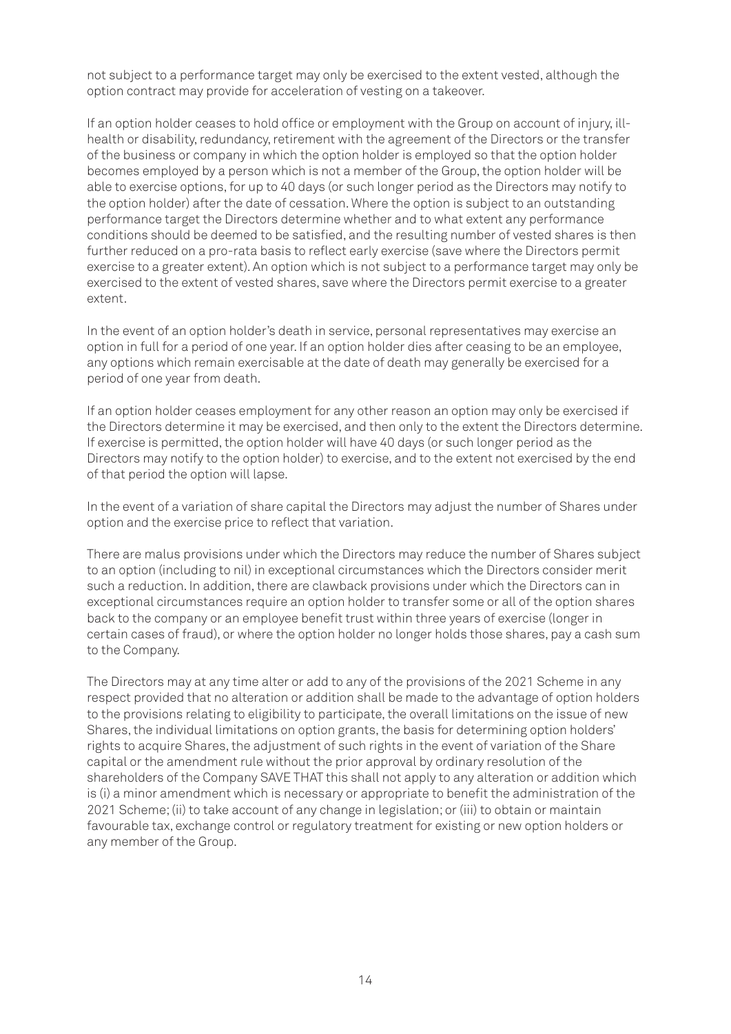not subject to a performance target may only be exercised to the extent vested, although the option contract may provide for acceleration of vesting on a takeover.

If an option holder ceases to hold office or employment with the Group on account of injury, ill-health or disability, redundancy, retirement with the agreement of the Directors or the transfer of the business or company in which the option holder is employed so that the option holder becomes employed by a person which is not a member of the Group, the option holder will be able to exercise options, for up to 40 days (or such longer period as the Directors may notify to the option holder) after the date of cessation. Where the option is subject to an outstanding performance target the Directors determine whether and to what extent any performance conditions should be deemed to be satisfied, and the resulting number of vested shares is then further reduced on a pro-rata basis to reflect early exercise (save where the Directors permit exercise to a greater extent). An option which is not subject to a performance target may only be exercised to the extent of vested shares, save where the Directors permit exercise to a greater extent.

In the event of an option holder's death in service, personal representatives may exercise an option in full for a period of one year. If an option holder dies after ceasing to be an employee, any options which remain exercisable at the date of death may generally be exercised for a period of one year from death.

If an option holder ceases employment for any other reason an option may only be exercised if the Directors determine it may be exercised, and then only to the extent the Directors determine. If exercise is permitted, the option holder will have 40 days (or such longer period as the Directors may notify to the option holder) to exercise, and to the extent not exercised by the end of that period the option will lapse.

In the event of a variation of share capital the Directors may adjust the number of Shares under option and the exercise price to reflect that variation.

There are malus provisions under which the Directors may reduce the number of Shares subject to an option (including to nil) in exceptional circumstances which the Directors consider merit such a reduction. In addition, there are clawback provisions under which the Directors can in exceptional circumstances require an option holder to transfer some or all of the option shares back to the company or an employee benefit trust within three years of exercise (longer in certain cases of fraud), or where the option holder no longer holds those shares, pay a cash sum to the Company.

The Directors may at any time alter or add to any of the provisions of the 2021 Scheme in any respect provided that no alteration or addition shall be made to the advantage of option holders to the provisions relating to eligibility to participate, the overall limitations on the issue of new Shares, the individual limitations on option grants, the basis for determining option holders' rights to acquire Shares, the adjustment of such rights in the event of variation of the Share capital or the amendment rule without the prior approval by ordinary resolution of the shareholders of the Company SAVE THAT this shall not apply to any alteration or addition which is (i) a minor amendment which is necessary or appropriate to benefit the administration of the 2021 Scheme; (ii) to take account of any change in legislation; or (iii) to obtain or maintain favourable tax, exchange control or regulatory treatment for existing or new option holders or any member of the Group.